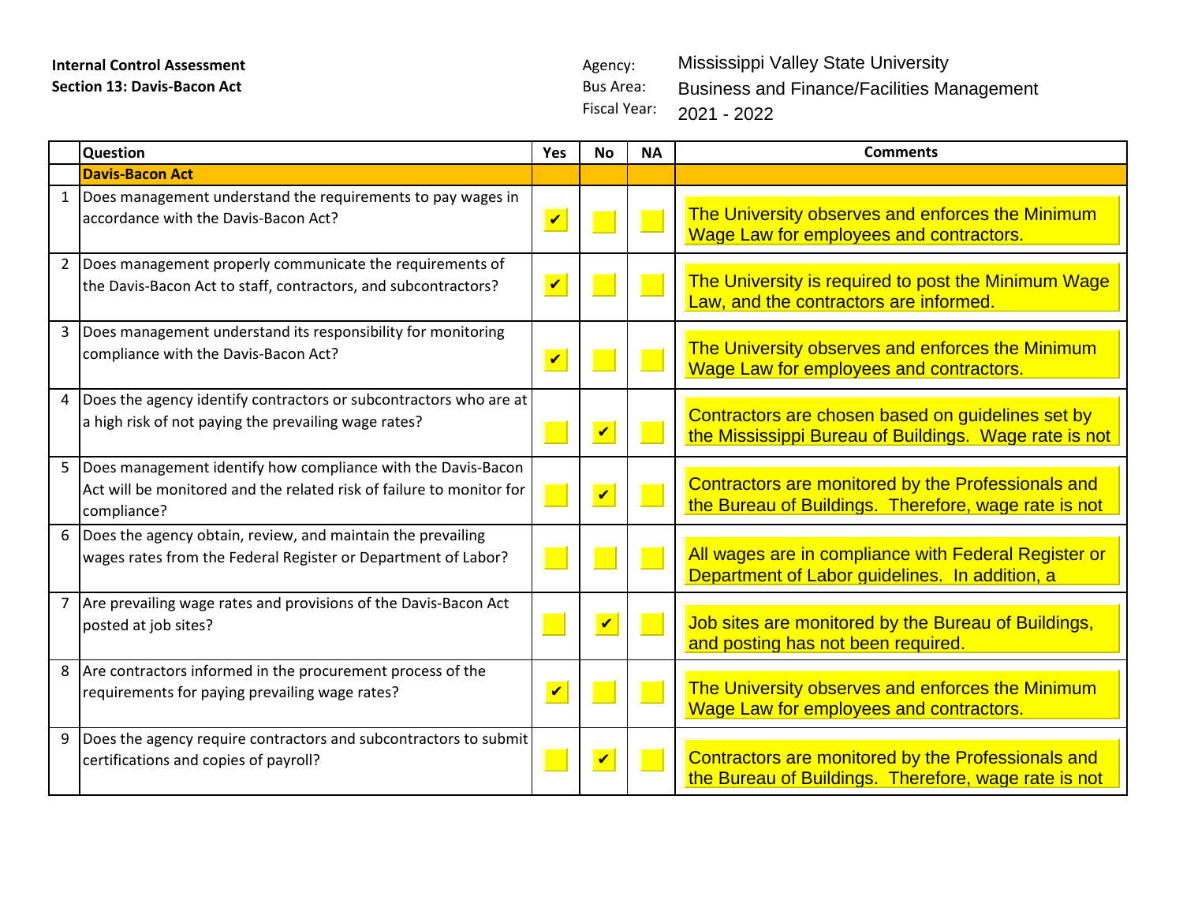**Internal Control Assessment**
**Section 13: Davis-Bacon Act**

Agency: Mississippi Valley State University
Bus Area: Business and Finance/Facilities Management
Fiscal Year: 2021 - 2022

| | Question | Yes | No | NA | Comments |
|---|---|---|---|---|---|
| | **Davis-Bacon Act** | | | | |
| 1 | Does management understand the requirements to pay wages in accordance with the Davis-Bacon Act? | ✔ | | | The University observes and enforces the Minimum Wage Law for employees and contractors. |
| 2 | Does management properly communicate the requirements of the Davis-Bacon Act to staff, contractors, and subcontractors? | ✔ | | | The University is required to post the Minimum Wage Law, and the contractors are informed. |
| 3 | Does management understand its responsibility for monitoring compliance with the Davis-Bacon Act? | ✔ | | | The University observes and enforces the Minimum Wage Law for employees and contractors. |
| 4 | Does the agency identify contractors or subcontractors who are at a high risk of not paying the prevailing wage rates? | | ✔ | | Contractors are chosen based on guidelines set by the Mississippi Bureau of Buildings. Wage rate is not |
| 5 | Does management identify how compliance with the Davis-Bacon Act will be monitored and the related risk of failure to monitor for compliance? | | ✔ | | Contractors are monitored by the Professionals and the Bureau of Buildings. Therefore, wage rate is not |
| 6 | Does the agency obtain, review, and maintain the prevailing wages rates from the Federal Register or Department of Labor? | | | | All wages are in compliance with Federal Register or Department of Labor guidelines. In addition, a |
| 7 | Are prevailing wage rates and provisions of the Davis-Bacon Act posted at job sites? | | ✔ | | Job sites are monitored by the Bureau of Buildings, and posting has not been required. |
| 8 | Are contractors informed in the procurement process of the requirements for paying prevailing wage rates? | ✔ | | | The University observes and enforces the Minimum Wage Law for employees and contractors. |
| 9 | Does the agency require contractors and subcontractors to submit certifications and copies of payroll? | | ✔ | | Contractors are monitored by the Professionals and the Bureau of Buildings. Therefore, wage rate is not |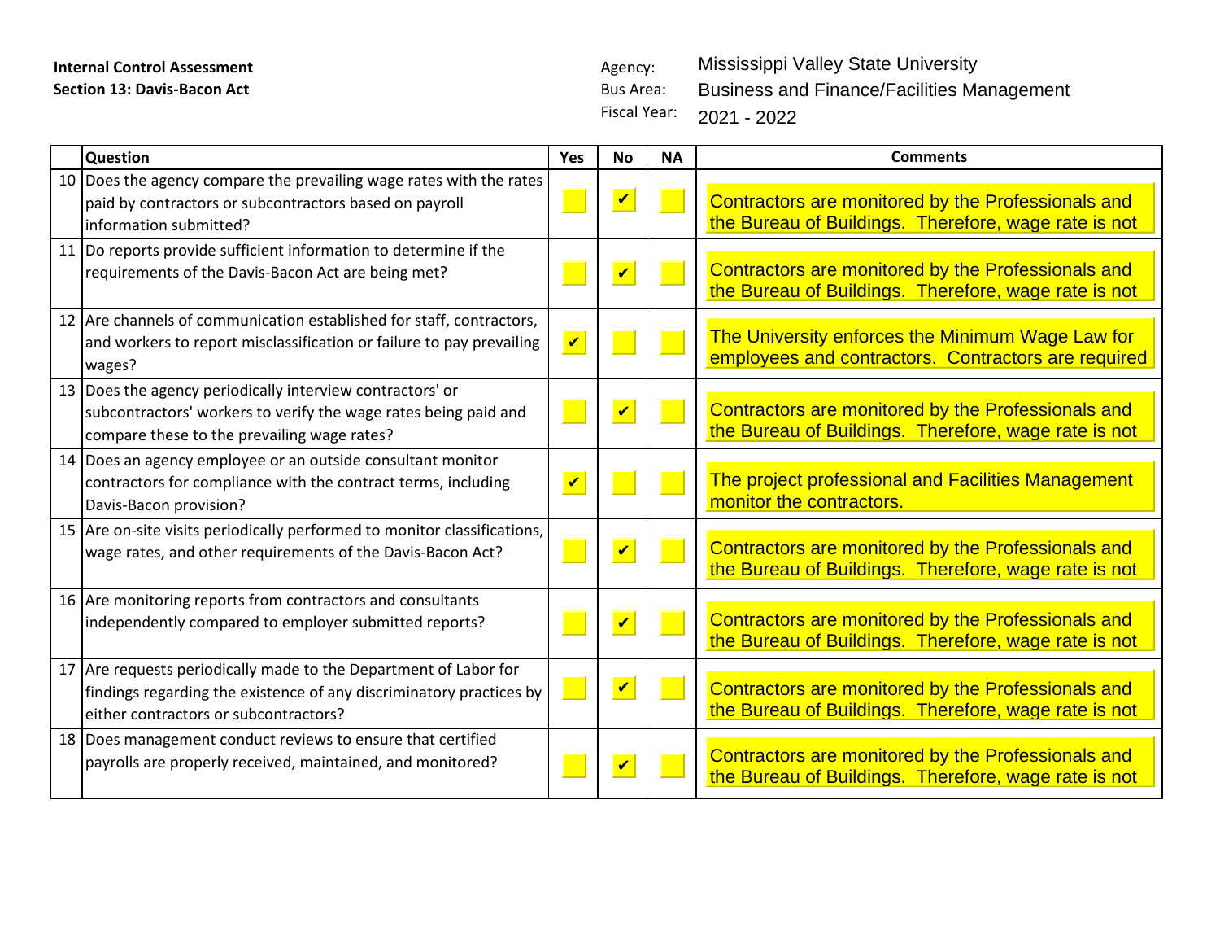**Internal Control Assessment**
**Section 13: Davis-Bacon Act**

Agency: Mississippi Valley State University
Bus Area: Business and Finance/Facilities Management
Fiscal Year: 2021 - 2022

| | Question | Yes | No | NA | Comments |
|---|---|---|---|---|---|
| 10 | Does the agency compare the prevailing wage rates with the rates paid by contractors or subcontractors based on payroll information submitted? | | ✔ | | Contractors are monitored by the Professionals and the Bureau of Buildings. Therefore, wage rate is not |
| 11 | Do reports provide sufficient information to determine if the requirements of the Davis-Bacon Act are being met? | | ✔ | | Contractors are monitored by the Professionals and the Bureau of Buildings. Therefore, wage rate is not |
| 12 | Are channels of communication established for staff, contractors, and workers to report misclassification or failure to pay prevailing wages? | ✔ | | | The University enforces the Minimum Wage Law for employees and contractors. Contractors are required |
| 13 | Does the agency periodically interview contractors' or subcontractors' workers to verify the wage rates being paid and compare these to the prevailing wage rates? | | ✔ | | Contractors are monitored by the Professionals and the Bureau of Buildings. Therefore, wage rate is not |
| 14 | Does an agency employee or an outside consultant monitor contractors for compliance with the contract terms, including Davis-Bacon provision? | ✔ | | | The project professional and Facilities Management monitor the contractors. |
| 15 | Are on-site visits periodically performed to monitor classifications, wage rates, and other requirements of the Davis-Bacon Act? | | ✔ | | Contractors are monitored by the Professionals and the Bureau of Buildings. Therefore, wage rate is not |
| 16 | Are monitoring reports from contractors and consultants independently compared to employer submitted reports? | | ✔ | | Contractors are monitored by the Professionals and the Bureau of Buildings. Therefore, wage rate is not |
| 17 | Are requests periodically made to the Department of Labor for findings regarding the existence of any discriminatory practices by either contractors or subcontractors? | | ✔ | | Contractors are monitored by the Professionals and the Bureau of Buildings. Therefore, wage rate is not |
| 18 | Does management conduct reviews to ensure that certified payrolls are properly received, maintained, and monitored? | | ✔ | | Contractors are monitored by the Professionals and the Bureau of Buildings. Therefore, wage rate is not |